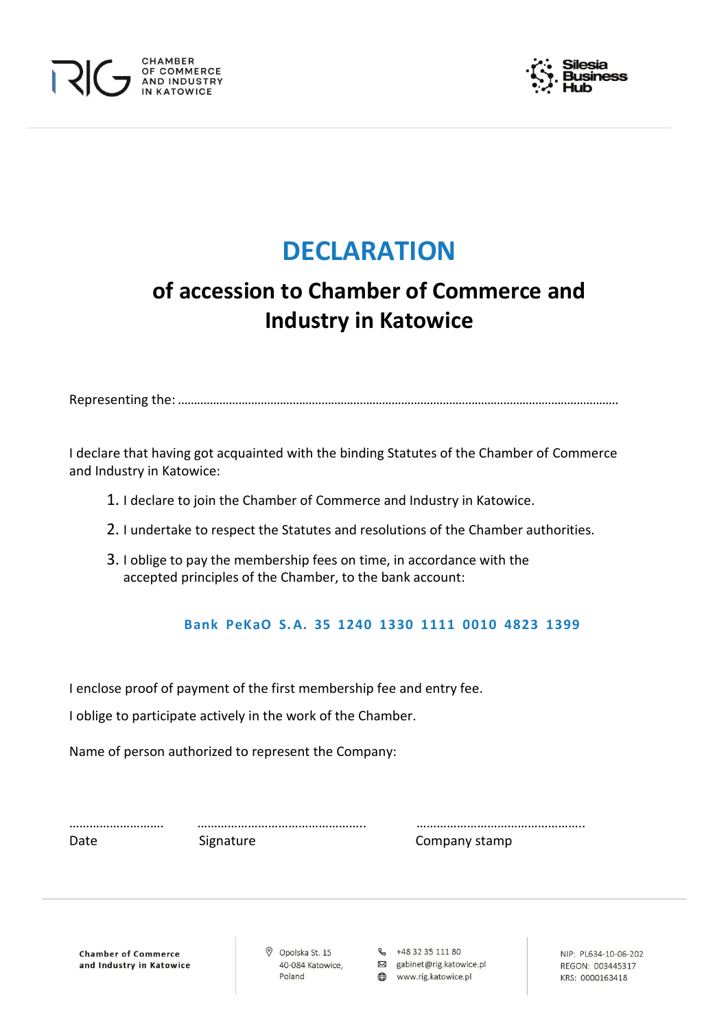# DECLARATION

## of accession to Chamber of Commerce and Industry in Katowice

Representing the: ……………………………………………………………………………………………………………………………

I declare that having got acquainted with the binding Statutes of the Chamber of Commerce and Industry in Katowice:

1. I declare to join the Chamber of Commerce and Industry in Katowice.
2. I undertake to respect the Statutes and resolutions of the Chamber authorities.
3. I oblige to pay the membership fees on time, in accordance with the accepted principles of the Chamber, to the bank account:

**Bank PeKaO S.A. 35 1240 1330 1111 0010 4823 1399**

I enclose proof of payment of the first membership fee and entry fee.

I oblige to participate actively in the work of the Chamber.

Name of person authorized to represent the Company:

| ………………………. | ………………………………………….. | ………………………………………….. |
|---|---|---|
| Date | Signature | Company stamp |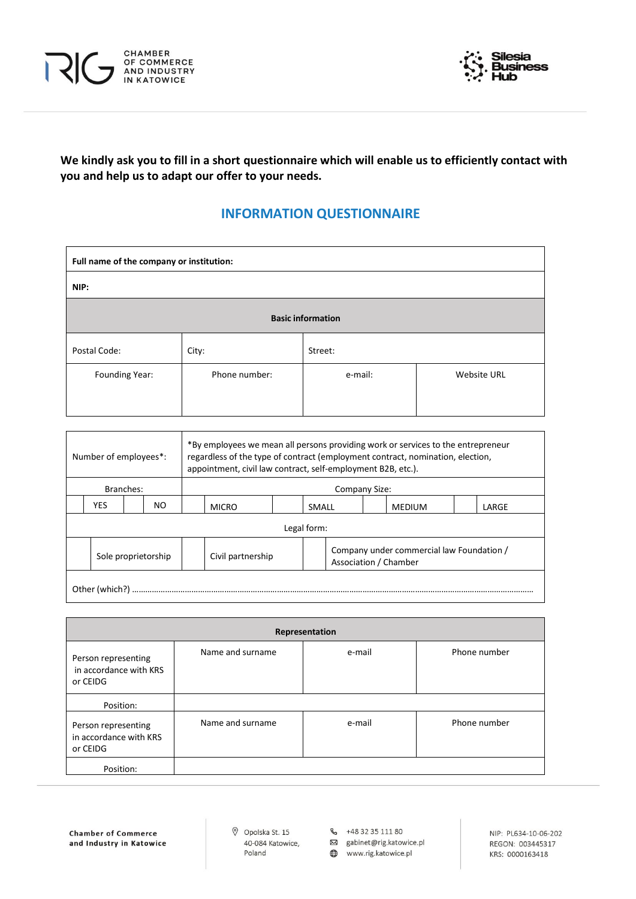**We kindly ask you to fill in a short questionnaire which will enable us to efficiently contact with you and help us to adapt our offer to your needs.**

## INFORMATION QUESTIONNAIRE

| **Full name of the company or institution:** | | | |
|---|---|---|---|
| **NIP:** | | | |
| **Basic information** | | | |
| Postal Code: | City: | Street: | |
| Founding Year: | Phone number: | e-mail: | Website URL |

| Number of employees*: | *By employees we mean all persons providing work or services to the entrepreneur regardless of the type of contract (employment contract, nomination, election, appointment, civil law contract, self-employment B2B, etc.). | | | | | | | | | | |
|---|---|---|---|---|---|---|---|---|---|---|---|
| Branches: | | | | Company Size: | | | | | | | |
| | YES | | NO | | MICRO | | SMALL | | MEDIUM | | LARGE |
| Legal form: | | | | | | | | | | | |
| | Sole proprietorship | | Civil partnership | | Company under commercial law Foundation / Association / Chamber | | | | | | |
| Other (which?) ................................................................................................................................................ | | | | | | | | | | | |

| **Representation** | | | |
|---|---|---|---|
| Person representing in accordance with KRS or CEIDG | Name and surname | e-mail | Phone number |
| Position: | | | |
| Person representing in accordance with KRS or CEIDG | Name and surname | e-mail | Phone number |
| Position: | | | |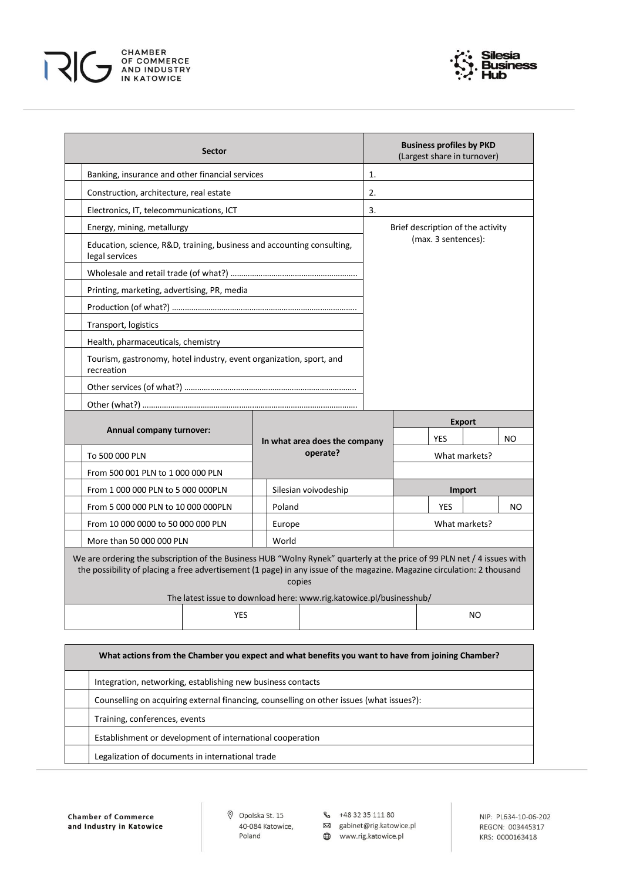| | Sector | Business profiles by PKD (Largest share in turnover) |
|---|---|---|
| | Banking, insurance and other financial services | 1. |
| | Construction, architecture, real estate | 2. |
| | Electronics, IT, telecommunications, ICT | 3. |
| | Energy, mining, metallurgy | Brief description of the activity (max. 3 sentences): |
| | Education, science, R&D, training, business and accounting consulting, legal services | |
| | Wholesale and retail trade (of what?) ………………………………………………… | |
| | Printing, marketing, advertising, PR, media | |
| | Production (of what?) …………………………………………………………………… | |
| | Transport, logistics | |
| | Health, pharmaceuticals, chemistry | |
| | Tourism, gastronomy, hotel industry, event organization, sport, and recreation | |
| | Other services (of what?) ……………………………………………………………… | |
| | Other (what?) ………………………………………………………………………………… | |

| | Annual company turnover: | | In what area does the company operate? | Export | | | |
|---|---|---|---|---|---|---|---|
| | | | | | YES | | NO |
| | To 500 000 PLN | | | What markets? | | | |
| | From 500 001 PLN to 1 000 000 PLN | | | | | | |
| | From 1 000 000 PLN to 5 000 000PLN | | Silesian voivodeship | Import | | | |
| | From 5 000 000 PLN to 10 000 000PLN | | Poland | | YES | | NO |
| | From 10 000 0000 to 50 000 000 PLN | | Europe | What markets? | | | |
| | More than 50 000 000 PLN | | World | | | | |

We are ordering the subscription of the Business HUB "Wolny Rynek" quarterly at the price of 99 PLN net / 4 issues with the possibility of placing a free advertisement (1 page) in any issue of the magazine. Magazine circulation: 2 thousand copies

The latest issue to download here: www.rig.katowice.pl/businesshub/

| | YES | | NO |
|---|---|---|---|

| | What actions from the Chamber you expect and what benefits you want to have from joining Chamber? |
|---|---|
| | Integration, networking, establishing new business contacts |
| | Counselling on acquiring external financing, counselling on other issues (what issues?): |
| | Training, conferences, events |
| | Establishment or development of international cooperation |
| | Legalization of documents in international trade |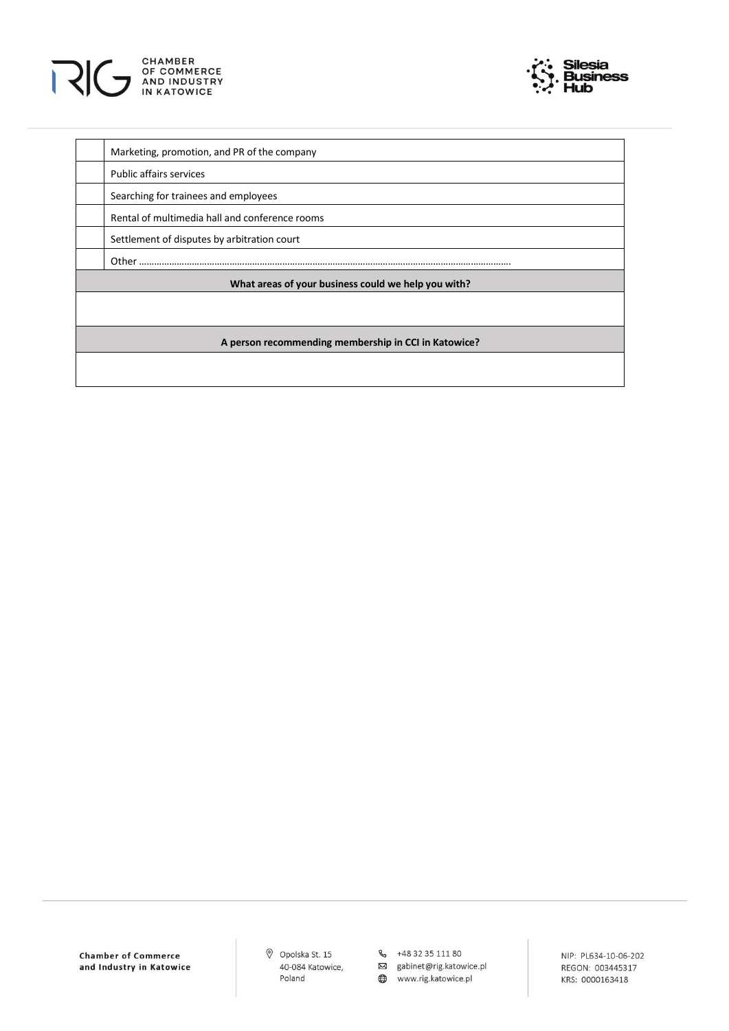| | |
|---|---|
| | Marketing, promotion, and PR of the company |
| | Public affairs services |
| | Searching for trainees and employees |
| | Rental of multimedia hall and conference rooms |
| | Settlement of disputes by arbitration court |
| | Other ……………………………………………………………………………………………………………………………………. |

| **What areas of your business could we help you with?** |
|---|
| |

| **A person recommending membership in CCI in Katowice?** |
|---|
| |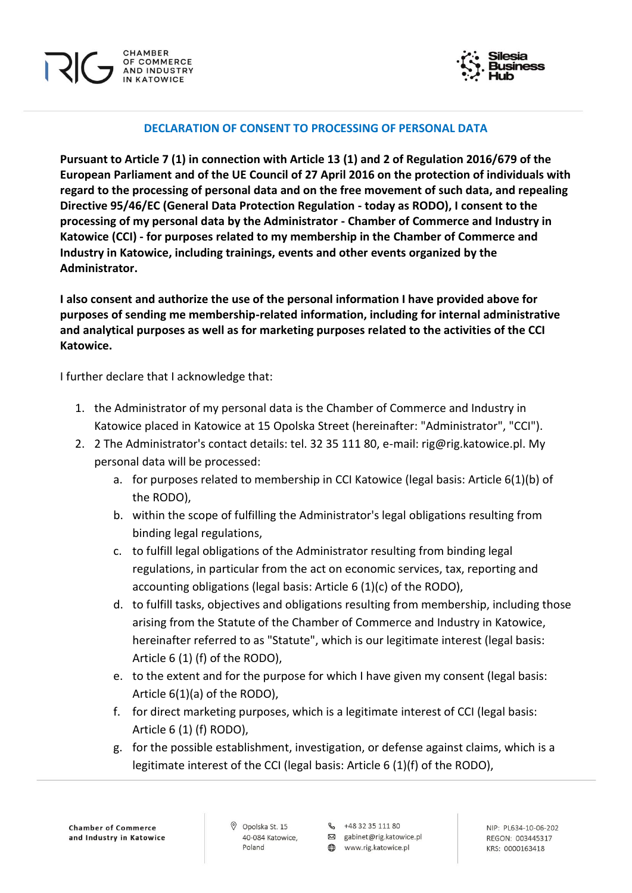## DECLARATION OF CONSENT TO PROCESSING OF PERSONAL DATA

**Pursuant to Article 7 (1) in connection with Article 13 (1) and 2 of Regulation 2016/679 of the European Parliament and of the UE Council of 27 April 2016 on the protection of individuals with regard to the processing of personal data and on the free movement of such data, and repealing Directive 95/46/EC (General Data Protection Regulation - today as RODO), I consent to the processing of my personal data by the Administrator - Chamber of Commerce and Industry in Katowice (CCI) - for purposes related to my membership in the Chamber of Commerce and Industry in Katowice, including trainings, events and other events organized by the Administrator.**

**I also consent and authorize the use of the personal information I have provided above for purposes of sending me membership-related information, including for internal administrative and analytical purposes as well as for marketing purposes related to the activities of the CCI Katowice.**

I further declare that I acknowledge that:

1. the Administrator of my personal data is the Chamber of Commerce and Industry in Katowice placed in Katowice at 15 Opolska Street (hereinafter: "Administrator", "CCI").
2. 2 The Administrator's contact details: tel. 32 35 111 80, e-mail: rig@rig.katowice.pl. My personal data will be processed:
   a. for purposes related to membership in CCI Katowice (legal basis: Article 6(1)(b) of the RODO),
   b. within the scope of fulfilling the Administrator's legal obligations resulting from binding legal regulations,
   c. to fulfill legal obligations of the Administrator resulting from binding legal regulations, in particular from the act on economic services, tax, reporting and accounting obligations (legal basis: Article 6 (1)(c) of the RODO),
   d. to fulfill tasks, objectives and obligations resulting from membership, including those arising from the Statute of the Chamber of Commerce and Industry in Katowice, hereinafter referred to as "Statute", which is our legitimate interest (legal basis: Article 6 (1) (f) of the RODO),
   e. to the extent and for the purpose for which I have given my consent (legal basis: Article 6(1)(a) of the RODO),
   f. for direct marketing purposes, which is a legitimate interest of CCI (legal basis: Article 6 (1) (f) RODO),
   g. for the possible establishment, investigation, or defense against claims, which is a legitimate interest of the CCI (legal basis: Article 6 (1)(f) of the RODO),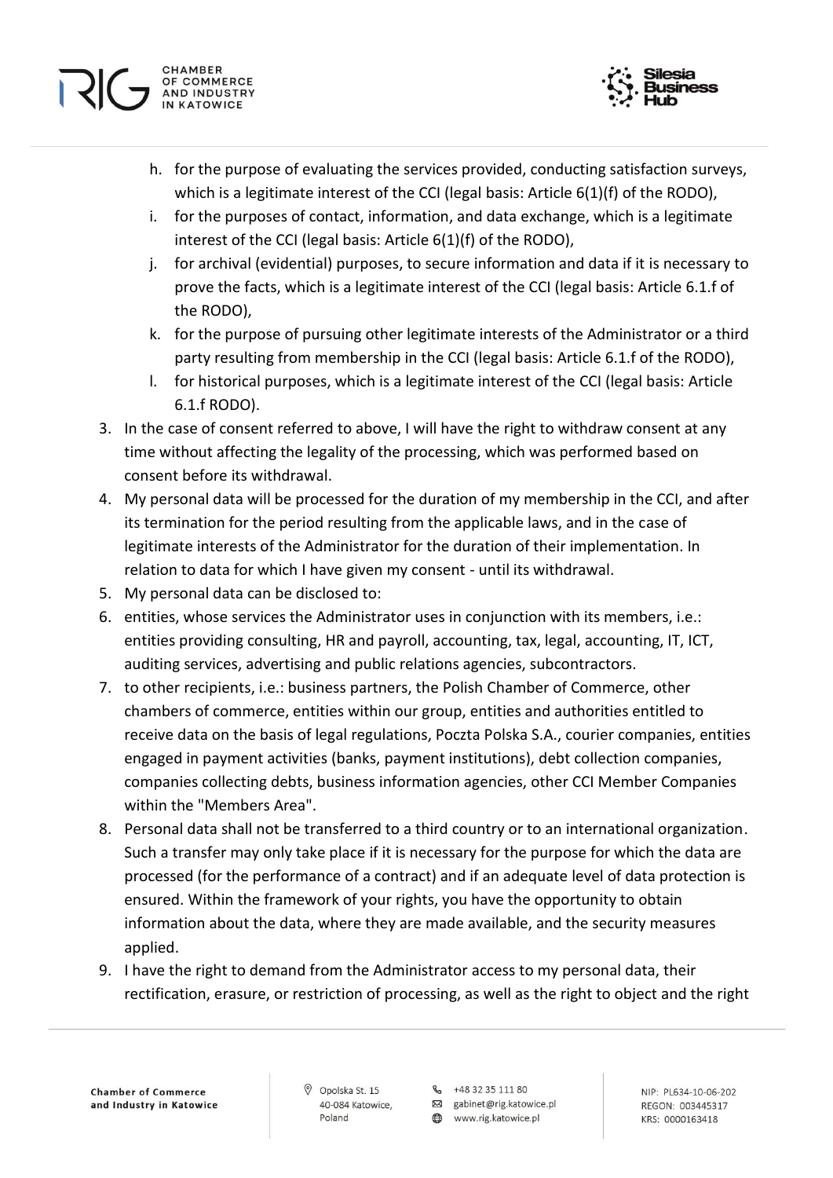h. for the purpose of evaluating the services provided, conducting satisfaction surveys, which is a legitimate interest of the CCI (legal basis: Article 6(1)(f) of the RODO),
i. for the purposes of contact, information, and data exchange, which is a legitimate interest of the CCI (legal basis: Article 6(1)(f) of the RODO),
j. for archival (evidential) purposes, to secure information and data if it is necessary to prove the facts, which is a legitimate interest of the CCI (legal basis: Article 6.1.f of the RODO),
k. for the purpose of pursuing other legitimate interests of the Administrator or a third party resulting from membership in the CCI (legal basis: Article 6.1.f of the RODO),
l. for historical purposes, which is a legitimate interest of the CCI (legal basis: Article 6.1.f RODO).

3. In the case of consent referred to above, I will have the right to withdraw consent at any time without affecting the legality of the processing, which was performed based on consent before its withdrawal.
4. My personal data will be processed for the duration of my membership in the CCI, and after its termination for the period resulting from the applicable laws, and in the case of legitimate interests of the Administrator for the duration of their implementation. In relation to data for which I have given my consent - until its withdrawal.
5. My personal data can be disclosed to:
6. entities, whose services the Administrator uses in conjunction with its members, i.e.: entities providing consulting, HR and payroll, accounting, tax, legal, accounting, IT, ICT, auditing services, advertising and public relations agencies, subcontractors.
7. to other recipients, i.e.: business partners, the Polish Chamber of Commerce, other chambers of commerce, entities within our group, entities and authorities entitled to receive data on the basis of legal regulations, Poczta Polska S.A., courier companies, entities engaged in payment activities (banks, payment institutions), debt collection companies, companies collecting debts, business information agencies, other CCI Member Companies within the "Members Area".
8. Personal data shall not be transferred to a third country or to an international organization. Such a transfer may only take place if it is necessary for the purpose for which the data are processed (for the performance of a contract) and if an adequate level of data protection is ensured. Within the framework of your rights, you have the opportunity to obtain information about the data, where they are made available, and the security measures applied.
9. I have the right to demand from the Administrator access to my personal data, their rectification, erasure, or restriction of processing, as well as the right to object and the right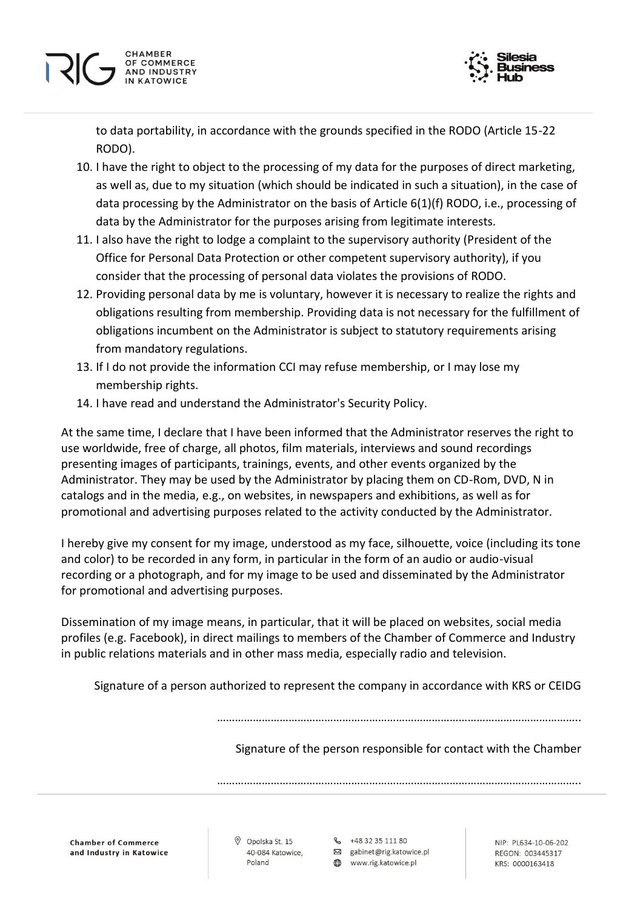to data portability, in accordance with the grounds specified in the RODO (Article 15-22 RODO).

10. I have the right to object to the processing of my data for the purposes of direct marketing, as well as, due to my situation (which should be indicated in such a situation), in the case of data processing by the Administrator on the basis of Article 6(1)(f) RODO, i.e., processing of data by the Administrator for the purposes arising from legitimate interests.
11. I also have the right to lodge a complaint to the supervisory authority (President of the Office for Personal Data Protection or other competent supervisory authority), if you consider that the processing of personal data violates the provisions of RODO.
12. Providing personal data by me is voluntary, however it is necessary to realize the rights and obligations resulting from membership. Providing data is not necessary for the fulfillment of obligations incumbent on the Administrator is subject to statutory requirements arising from mandatory regulations.
13. If I do not provide the information CCI may refuse membership, or I may lose my membership rights.
14. I have read and understand the Administrator's Security Policy.

At the same time, I declare that I have been informed that the Administrator reserves the right to use worldwide, free of charge, all photos, film materials, interviews and sound recordings presenting images of participants, trainings, events, and other events organized by the Administrator. They may be used by the Administrator by placing them on CD-Rom, DVD, N in catalogs and in the media, e.g., on websites, in newspapers and exhibitions, as well as for promotional and advertising purposes related to the activity conducted by the Administrator.

I hereby give my consent for my image, understood as my face, silhouette, voice (including its tone and color) to be recorded in any form, in particular in the form of an audio or audio-visual recording or a photograph, and for my image to be used and disseminated by the Administrator for promotional and advertising purposes.

Dissemination of my image means, in particular, that it will be placed on websites, social media profiles (e.g. Facebook), in direct mailings to members of the Chamber of Commerce and Industry in public relations materials and in other mass media, especially radio and television.

Signature of a person authorized to represent the company in accordance with KRS or CEIDG

……………………………………………………………………………………………………..

Signature of the person responsible for contact with the Chamber

……………………………………………………………………………………………………..